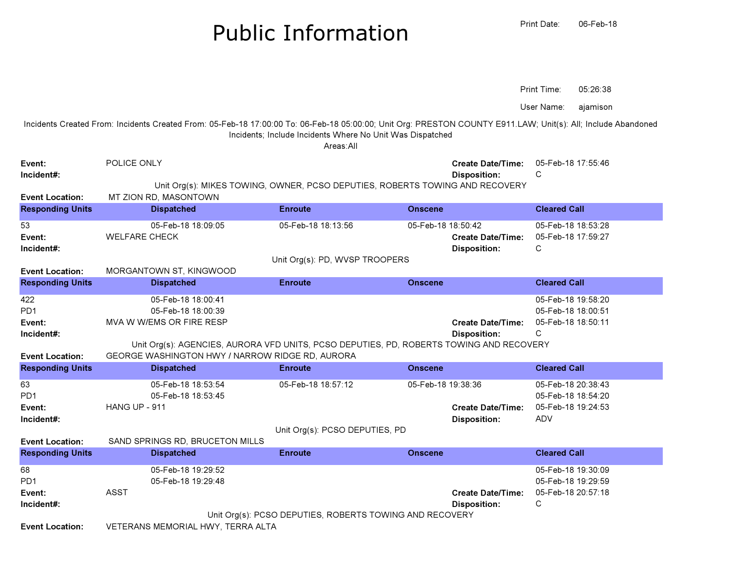# Public Information

Print Date: 06-Feb-18

Print Time: 05:26:38

User Name: ajamison

Incidents Created From: Incidents Created From: 05-Feb-18 17:00:00 To: 06-Feb-18 05:00:00; Unit Org: PRESTON COUNTY E911.LAW; Unit(s): All; Include Abandoned Incidents; Include Incidents Where No Unit Was Dispatched

Areas:All

**Event:** POLICE ONLY
**Create Date/Time:** 05-Feb-18 17:55:46
**Incident#:**
**Disposition:** C

Unit Org(s): MIKES TOWING, OWNER, PCSO DEPUTIES, ROBERTS TOWING AND RECOVERY

**Event Location:** MT ZION RD, MASONTOWN

| Responding Units | Dispatched | Enroute | Onscene | Cleared Call |
|---|---|---|---|---|
| 53 | 05-Feb-18 18:09:05 | 05-Feb-18 18:13:56 | 05-Feb-18 18:50:42 | 05-Feb-18 18:53:28 |

**Event:** WELFARE CHECK
**Create Date/Time:** 05-Feb-18 17:59:27
**Incident#:**
**Disposition:** C

Unit Org(s): PD, WVSP TROOPERS

**Event Location:** MORGANTOWN ST, KINGWOOD

| Responding Units | Dispatched | Enroute | Onscene | Cleared Call |
|---|---|---|---|---|
| 422 | 05-Feb-18 18:00:41 | | | 05-Feb-18 19:58:20 |
| PD1 | 05-Feb-18 18:00:39 | | | 05-Feb-18 18:00:51 |

**Event:** MVA W W/EMS OR FIRE RESP
**Create Date/Time:** 05-Feb-18 18:50:11
**Incident#:**
**Disposition:** C

Unit Org(s): AGENCIES, AURORA VFD UNITS, PCSO DEPUTIES, PD, ROBERTS TOWING AND RECOVERY

**Event Location:** GEORGE WASHINGTON HWY / NARROW RIDGE RD, AURORA

| Responding Units | Dispatched | Enroute | Onscene | Cleared Call |
|---|---|---|---|---|
| 63 | 05-Feb-18 18:53:54 | 05-Feb-18 18:57:12 | 05-Feb-18 19:38:36 | 05-Feb-18 20:38:43 |
| PD1 | 05-Feb-18 18:53:45 | | | 05-Feb-18 18:54:20 |

**Event:** HANG UP - 911
**Create Date/Time:** 05-Feb-18 19:24:53
**Incident#:**
**Disposition:** ADV

Unit Org(s): PCSO DEPUTIES, PD

**Event Location:** SAND SPRINGS RD, BRUCETON MILLS

| Responding Units | Dispatched | Enroute | Onscene | Cleared Call |
|---|---|---|---|---|
| 68 | 05-Feb-18 19:29:52 | | | 05-Feb-18 19:30:09 |
| PD1 | 05-Feb-18 19:29:48 | | | 05-Feb-18 19:29:59 |

**Event:** ASST
**Create Date/Time:** 05-Feb-18 20:57:18
**Incident#:**
**Disposition:** C

Unit Org(s): PCSO DEPUTIES, ROBERTS TOWING AND RECOVERY

**Event Location:** VETERANS MEMORIAL HWY, TERRA ALTA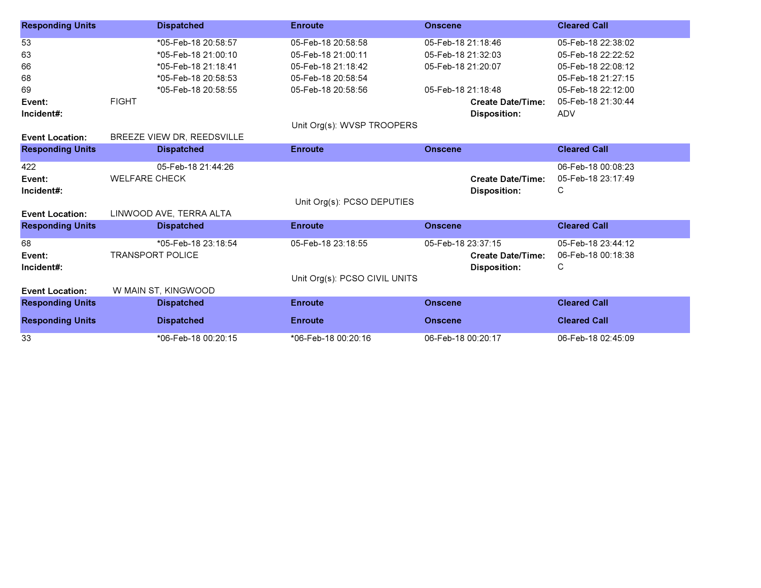| Responding Units | Dispatched | Enroute | Onscene | Cleared Call |
| --- | --- | --- | --- | --- |
| 53 | *05-Feb-18 20:58:57 | 05-Feb-18 20:58:58 | 05-Feb-18 21:18:46 | 05-Feb-18 22:38:02 |
| 63 | *05-Feb-18 21:00:10 | 05-Feb-18 21:00:11 | 05-Feb-18 21:32:03 | 05-Feb-18 22:22:52 |
| 66 | *05-Feb-18 21:18:41 | 05-Feb-18 21:18:42 | 05-Feb-18 21:20:07 | 05-Feb-18 22:08:12 |
| 68 | *05-Feb-18 20:58:53 | 05-Feb-18 20:58:54 | | 05-Feb-18 21:27:15 |
| 69 | *05-Feb-18 20:58:55 | 05-Feb-18 20:58:56 | 05-Feb-18 21:18:48 | 05-Feb-18 22:12:00 |

**Event:** FIGHT **Create Date/Time:** 05-Feb-18 21:30:44

**Incident#:** **Disposition:** ADV

Unit Org(s): WVSP TROOPERS

**Event Location:** BREEZE VIEW DR, REEDSVILLE

| Responding Units | Dispatched | Enroute | Onscene | Cleared Call |
| --- | --- | --- | --- | --- |
| 422 | 05-Feb-18 21:44:26 | | | 06-Feb-18 00:08:23 |

**Event:** WELFARE CHECK **Create Date/Time:** 05-Feb-18 23:17:49

**Incident#:** **Disposition:** C

Unit Org(s): PCSO DEPUTIES

**Event Location:** LINWOOD AVE, TERRA ALTA

| Responding Units | Dispatched | Enroute | Onscene | Cleared Call |
| --- | --- | --- | --- | --- |
| 68 | *05-Feb-18 23:18:54 | 05-Feb-18 23:18:55 | 05-Feb-18 23:37:15 | 05-Feb-18 23:44:12 |

**Event:** TRANSPORT POLICE **Create Date/Time:** 06-Feb-18 00:18:38

**Incident#:** **Disposition:** C

Unit Org(s): PCSO CIVIL UNITS

**Event Location:** W MAIN ST, KINGWOOD

| Responding Units | Dispatched | Enroute | Onscene | Cleared Call |
| --- | --- | --- | --- | --- |

| Responding Units | Dispatched | Enroute | Onscene | Cleared Call |
| --- | --- | --- | --- | --- |
| 33 | *06-Feb-18 00:20:15 | *06-Feb-18 00:20:16 | 06-Feb-18 00:20:17 | 06-Feb-18 02:45:09 |